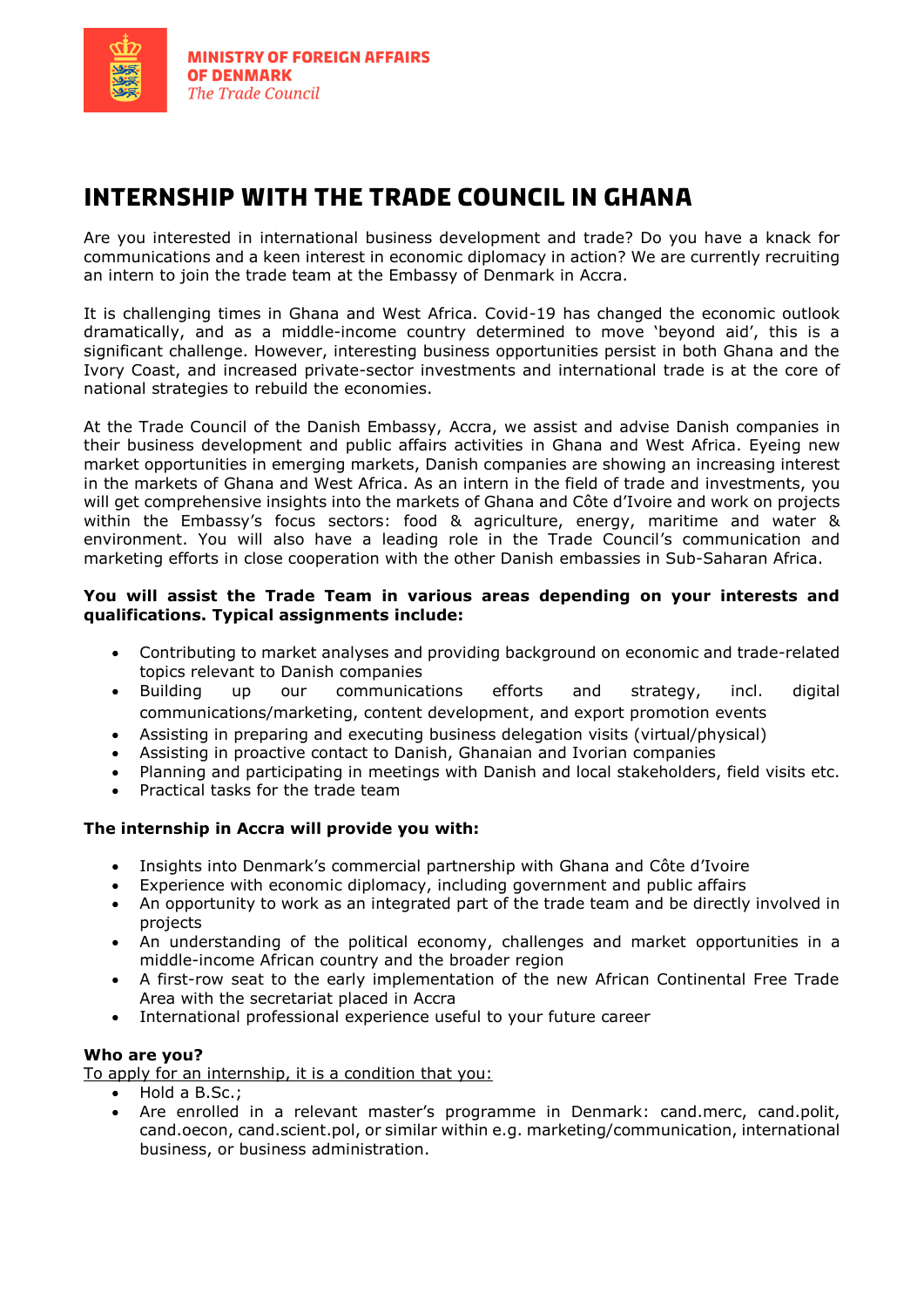**MINISTRY OF FOREIGN AFFAIRS OF DENMARK**
*The Trade Council*

# INTERNSHIP WITH THE TRADE COUNCIL IN GHANA

Are you interested in international business development and trade? Do you have a knack for communications and a keen interest in economic diplomacy in action? We are currently recruiting an intern to join the trade team at the Embassy of Denmark in Accra.

It is challenging times in Ghana and West Africa. Covid-19 has changed the economic outlook dramatically, and as a middle-income country determined to move 'beyond aid', this is a significant challenge. However, interesting business opportunities persist in both Ghana and the Ivory Coast, and increased private-sector investments and international trade is at the core of national strategies to rebuild the economies.

At the Trade Council of the Danish Embassy, Accra, we assist and advise Danish companies in their business development and public affairs activities in Ghana and West Africa. Eyeing new market opportunities in emerging markets, Danish companies are showing an increasing interest in the markets of Ghana and West Africa. As an intern in the field of trade and investments, you will get comprehensive insights into the markets of Ghana and Côte d'Ivoire and work on projects within the Embassy's focus sectors: food & agriculture, energy, maritime and water & environment. You will also have a leading role in the Trade Council's communication and marketing efforts in close cooperation with the other Danish embassies in Sub-Saharan Africa.

**You will assist the Trade Team in various areas depending on your interests and qualifications. Typical assignments include:**

- Contributing to market analyses and providing background on economic and trade-related topics relevant to Danish companies
- Building up our communications efforts and strategy, incl. digital communications/marketing, content development, and export promotion events
- Assisting in preparing and executing business delegation visits (virtual/physical)
- Assisting in proactive contact to Danish, Ghanaian and Ivorian companies
- Planning and participating in meetings with Danish and local stakeholders, field visits etc.
- Practical tasks for the trade team

**The internship in Accra will provide you with:**

- Insights into Denmark's commercial partnership with Ghana and Côte d'Ivoire
- Experience with economic diplomacy, including government and public affairs
- An opportunity to work as an integrated part of the trade team and be directly involved in projects
- An understanding of the political economy, challenges and market opportunities in a middle-income African country and the broader region
- A first-row seat to the early implementation of the new African Continental Free Trade Area with the secretariat placed in Accra
- International professional experience useful to your future career

**Who are you?**

To apply for an internship, it is a condition that you:

- Hold a B.Sc.;
- Are enrolled in a relevant master's programme in Denmark: cand.merc, cand.polit, cand.oecon, cand.scient.pol, or similar within e.g. marketing/communication, international business, or business administration.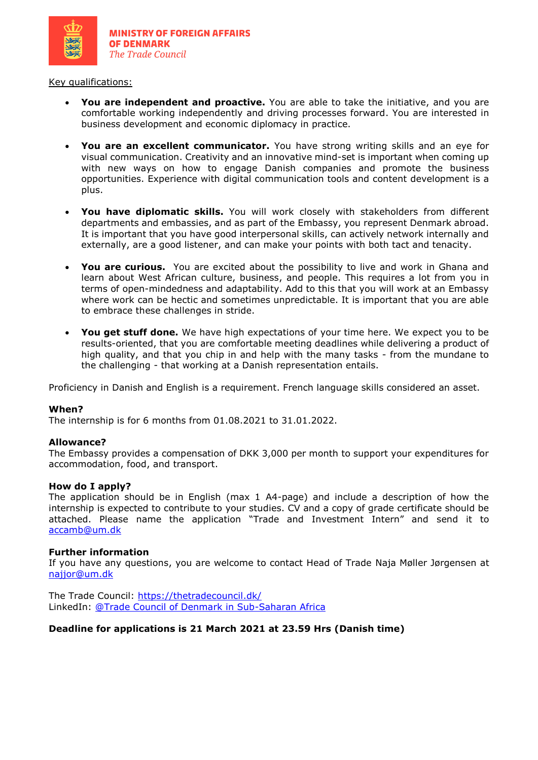Key qualifications:

- **You are independent and proactive.** You are able to take the initiative, and you are comfortable working independently and driving processes forward. You are interested in business development and economic diplomacy in practice.

- **You are an excellent communicator.** You have strong writing skills and an eye for visual communication. Creativity and an innovative mind-set is important when coming up with new ways on how to engage Danish companies and promote the business opportunities. Experience with digital communication tools and content development is a plus.

- **You have diplomatic skills.** You will work closely with stakeholders from different departments and embassies, and as part of the Embassy, you represent Denmark abroad. It is important that you have good interpersonal skills, can actively network internally and externally, are a good listener, and can make your points with both tact and tenacity.

- **You are curious.** You are excited about the possibility to live and work in Ghana and learn about West African culture, business, and people. This requires a lot from you in terms of open-mindedness and adaptability. Add to this that you will work at an Embassy where work can be hectic and sometimes unpredictable. It is important that you are able to embrace these challenges in stride.

- **You get stuff done.** We have high expectations of your time here. We expect you to be results-oriented, that you are comfortable meeting deadlines while delivering a product of high quality, and that you chip in and help with the many tasks - from the mundane to the challenging - that working at a Danish representation entails.

Proficiency in Danish and English is a requirement. French language skills considered an asset.

**When?**
The internship is for 6 months from 01.08.2021 to 31.01.2022.

**Allowance?**
The Embassy provides a compensation of DKK 3,000 per month to support your expenditures for accommodation, food, and transport.

**How do I apply?**
The application should be in English (max 1 A4-page) and include a description of how the internship is expected to contribute to your studies. CV and a copy of grade certificate should be attached. Please name the application "Trade and Investment Intern" and send it to accamb@um.dk

**Further information**
If you have any questions, you are welcome to contact Head of Trade Naja Møller Jørgensen at najjor@um.dk

The Trade Council: https://thetradecouncil.dk/
LinkedIn: @Trade Council of Denmark in Sub-Saharan Africa

**Deadline for applications is 21 March 2021 at 23.59 Hrs (Danish time)**